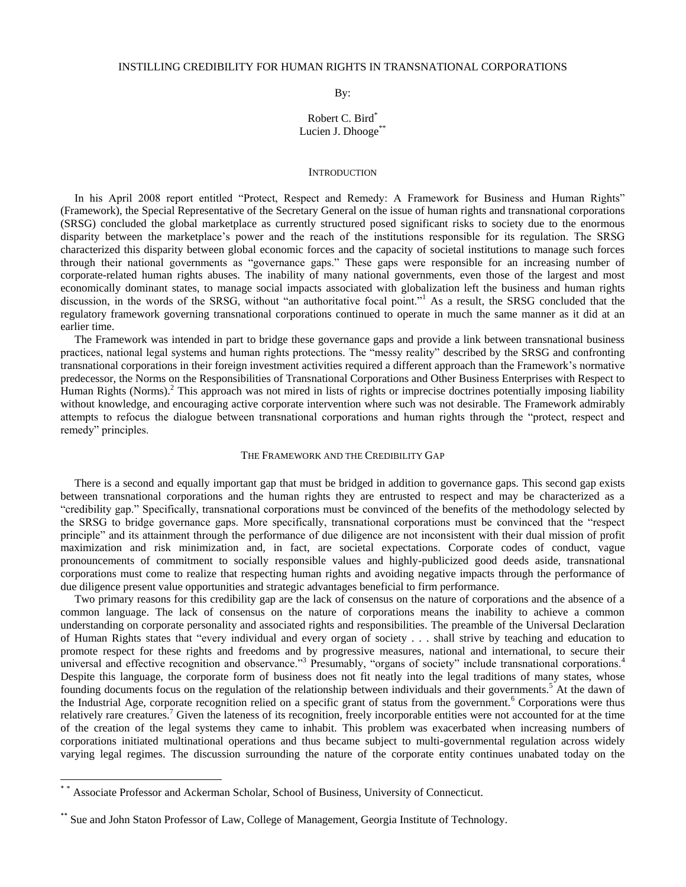# INSTILLING CREDIBILITY FOR HUMAN RIGHTS IN TRANSNATIONAL CORPORATIONS

By:

Robert C. Bird[*]
Lucien J. Dhooge[**]

## INTRODUCTION

In his April 2008 report entitled "Protect, Respect and Remedy: A Framework for Business and Human Rights" (Framework), the Special Representative of the Secretary General on the issue of human rights and transnational corporations (SRSG) concluded the global marketplace as currently structured posed significant risks to society due to the enormous disparity between the marketplace's power and the reach of the institutions responsible for its regulation. The SRSG characterized this disparity between global economic forces and the capacity of societal institutions to manage such forces through their national governments as "governance gaps." These gaps were responsible for an increasing number of corporate-related human rights abuses. The inability of many national governments, even those of the largest and most economically dominant states, to manage social impacts associated with globalization left the business and human rights discussion, in the words of the SRSG, without "an authoritative focal point."[1] As a result, the SRSG concluded that the regulatory framework governing transnational corporations continued to operate in much the same manner as it did at an earlier time.

The Framework was intended in part to bridge these governance gaps and provide a link between transnational business practices, national legal systems and human rights protections. The "messy reality" described by the SRSG and confronting transnational corporations in their foreign investment activities required a different approach than the Framework's normative predecessor, the Norms on the Responsibilities of Transnational Corporations and Other Business Enterprises with Respect to Human Rights (Norms).[2] This approach was not mired in lists of rights or imprecise doctrines potentially imposing liability without knowledge, and encouraging active corporate intervention where such was not desirable. The Framework admirably attempts to refocus the dialogue between transnational corporations and human rights through the "protect, respect and remedy" principles.

## THE FRAMEWORK AND THE CREDIBILITY GAP

There is a second and equally important gap that must be bridged in addition to governance gaps. This second gap exists between transnational corporations and the human rights they are entrusted to respect and may be characterized as a "credibility gap." Specifically, transnational corporations must be convinced of the benefits of the methodology selected by the SRSG to bridge governance gaps. More specifically, transnational corporations must be convinced that the "respect principle" and its attainment through the performance of due diligence are not inconsistent with their dual mission of profit maximization and risk minimization and, in fact, are societal expectations. Corporate codes of conduct, vague pronouncements of commitment to socially responsible values and highly-publicized good deeds aside, transnational corporations must come to realize that respecting human rights and avoiding negative impacts through the performance of due diligence present value opportunities and strategic advantages beneficial to firm performance.

Two primary reasons for this credibility gap are the lack of consensus on the nature of corporations and the absence of a common language. The lack of consensus on the nature of corporations means the inability to achieve a common understanding on corporate personality and associated rights and responsibilities. The preamble of the Universal Declaration of Human Rights states that "every individual and every organ of society . . . shall strive by teaching and education to promote respect for these rights and freedoms and by progressive measures, national and international, to secure their universal and effective recognition and observance."[3] Presumably, "organs of society" include transnational corporations.[4] Despite this language, the corporate form of business does not fit neatly into the legal traditions of many states, whose founding documents focus on the regulation of the relationship between individuals and their governments.[5] At the dawn of the Industrial Age, corporate recognition relied on a specific grant of status from the government.[6] Corporations were thus relatively rare creatures.[7] Given the lateness of its recognition, freely incorporable entities were not accounted for at the time of the creation of the legal systems they came to inhabit. This problem was exacerbated when increasing numbers of corporations initiated multinational operations and thus became subject to multi-governmental regulation across widely varying legal regimes. The discussion surrounding the nature of the corporate entity continues unabated today on the

---

[*] Associate Professor and Ackerman Scholar, School of Business, University of Connecticut.

[**] Sue and John Staton Professor of Law, College of Management, Georgia Institute of Technology.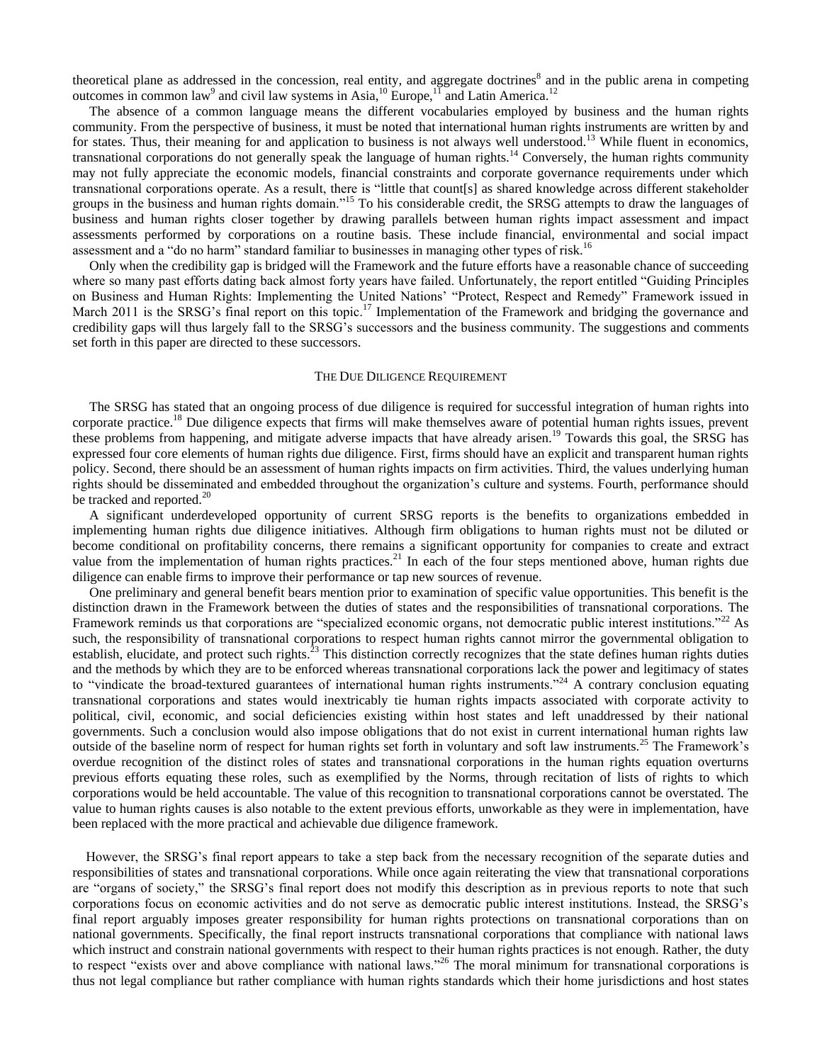theoretical plane as addressed in the concession, real entity, and aggregate doctrines[8] and in the public arena in competing outcomes in common law[9] and civil law systems in Asia,[10] Europe,[11] and Latin America.[12]

The absence of a common language means the different vocabularies employed by business and the human rights community. From the perspective of business, it must be noted that international human rights instruments are written by and for states. Thus, their meaning for and application to business is not always well understood.[13] While fluent in economics, transnational corporations do not generally speak the language of human rights.[14] Conversely, the human rights community may not fully appreciate the economic models, financial constraints and corporate governance requirements under which transnational corporations operate. As a result, there is "little that count[s] as shared knowledge across different stakeholder groups in the business and human rights domain."[15] To his considerable credit, the SRSG attempts to draw the languages of business and human rights closer together by drawing parallels between human rights impact assessment and impact assessments performed by corporations on a routine basis. These include financial, environmental and social impact assessment and a "do no harm" standard familiar to businesses in managing other types of risk.[16]

Only when the credibility gap is bridged will the Framework and the future efforts have a reasonable chance of succeeding where so many past efforts dating back almost forty years have failed. Unfortunately, the report entitled "Guiding Principles on Business and Human Rights: Implementing the United Nations' "Protect, Respect and Remedy" Framework issued in March 2011 is the SRSG's final report on this topic.[17] Implementation of the Framework and bridging the governance and credibility gaps will thus largely fall to the SRSG's successors and the business community. The suggestions and comments set forth in this paper are directed to these successors.

## THE DUE DILIGENCE REQUIREMENT

The SRSG has stated that an ongoing process of due diligence is required for successful integration of human rights into corporate practice.[18] Due diligence expects that firms will make themselves aware of potential human rights issues, prevent these problems from happening, and mitigate adverse impacts that have already arisen.[19] Towards this goal, the SRSG has expressed four core elements of human rights due diligence. First, firms should have an explicit and transparent human rights policy. Second, there should be an assessment of human rights impacts on firm activities. Third, the values underlying human rights should be disseminated and embedded throughout the organization's culture and systems. Fourth, performance should be tracked and reported.[20]

A significant underdeveloped opportunity of current SRSG reports is the benefits to organizations embedded in implementing human rights due diligence initiatives. Although firm obligations to human rights must not be diluted or become conditional on profitability concerns, there remains a significant opportunity for companies to create and extract value from the implementation of human rights practices.[21] In each of the four steps mentioned above, human rights due diligence can enable firms to improve their performance or tap new sources of revenue.

One preliminary and general benefit bears mention prior to examination of specific value opportunities. This benefit is the distinction drawn in the Framework between the duties of states and the responsibilities of transnational corporations. The Framework reminds us that corporations are "specialized economic organs, not democratic public interest institutions."[22] As such, the responsibility of transnational corporations to respect human rights cannot mirror the governmental obligation to establish, elucidate, and protect such rights.[23] This distinction correctly recognizes that the state defines human rights duties and the methods by which they are to be enforced whereas transnational corporations lack the power and legitimacy of states to "vindicate the broad-textured guarantees of international human rights instruments."[24] A contrary conclusion equating transnational corporations and states would inextricably tie human rights impacts associated with corporate activity to political, civil, economic, and social deficiencies existing within host states and left unaddressed by their national governments. Such a conclusion would also impose obligations that do not exist in current international human rights law outside of the baseline norm of respect for human rights set forth in voluntary and soft law instruments.[25] The Framework's overdue recognition of the distinct roles of states and transnational corporations in the human rights equation overturns previous efforts equating these roles, such as exemplified by the Norms, through recitation of lists of rights to which corporations would be held accountable. The value of this recognition to transnational corporations cannot be overstated. The value to human rights causes is also notable to the extent previous efforts, unworkable as they were in implementation, have been replaced with the more practical and achievable due diligence framework.

However, the SRSG's final report appears to take a step back from the necessary recognition of the separate duties and responsibilities of states and transnational corporations. While once again reiterating the view that transnational corporations are "organs of society," the SRSG's final report does not modify this description as in previous reports to note that such corporations focus on economic activities and do not serve as democratic public interest institutions. Instead, the SRSG's final report arguably imposes greater responsibility for human rights protections on transnational corporations than on national governments. Specifically, the final report instructs transnational corporations that compliance with national laws which instruct and constrain national governments with respect to their human rights practices is not enough. Rather, the duty to respect "exists over and above compliance with national laws."[26] The moral minimum for transnational corporations is thus not legal compliance but rather compliance with human rights standards which their home jurisdictions and host states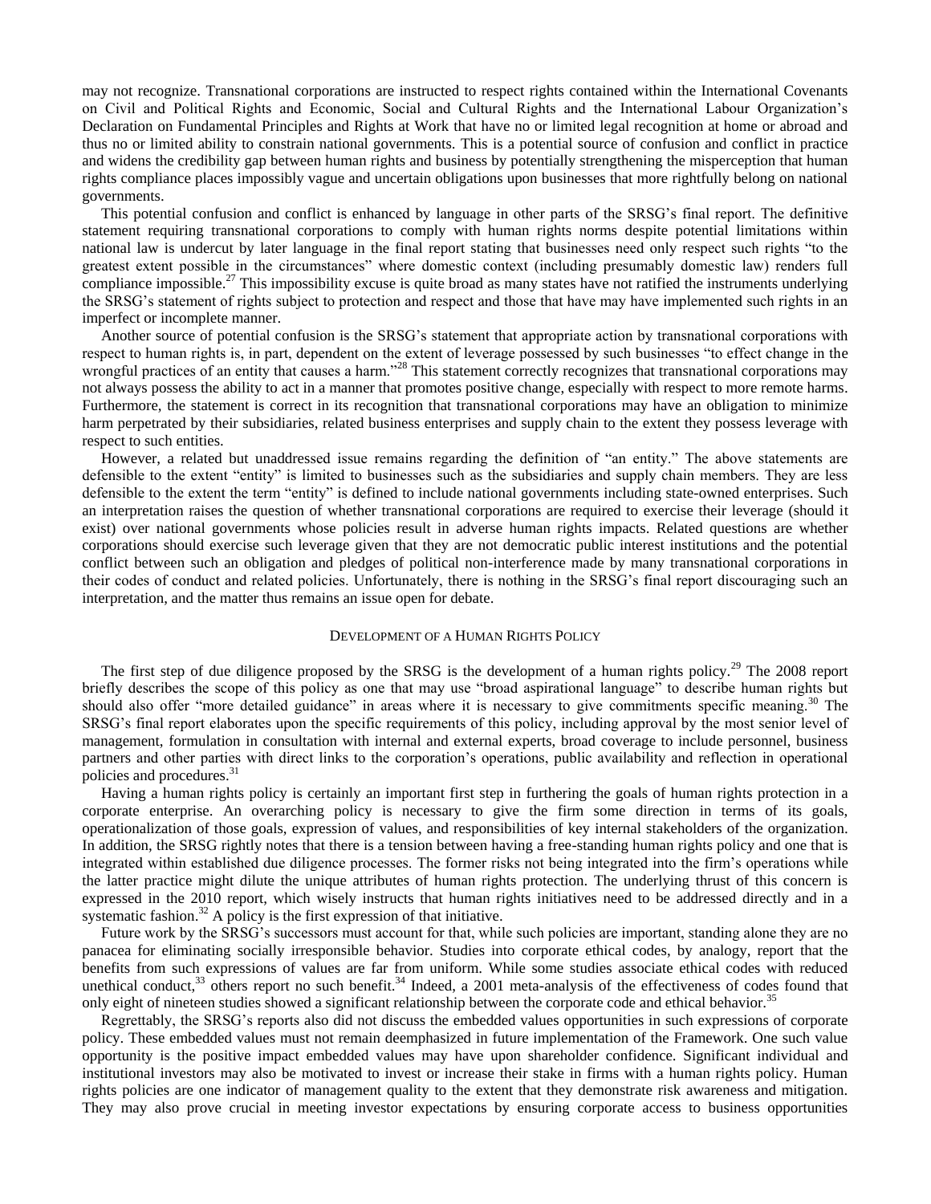may not recognize. Transnational corporations are instructed to respect rights contained within the International Covenants on Civil and Political Rights and Economic, Social and Cultural Rights and the International Labour Organization's Declaration on Fundamental Principles and Rights at Work that have no or limited legal recognition at home or abroad and thus no or limited ability to constrain national governments. This is a potential source of confusion and conflict in practice and widens the credibility gap between human rights and business by potentially strengthening the misperception that human rights compliance places impossibly vague and uncertain obligations upon businesses that more rightfully belong on national governments.

This potential confusion and conflict is enhanced by language in other parts of the SRSG's final report. The definitive statement requiring transnational corporations to comply with human rights norms despite potential limitations within national law is undercut by later language in the final report stating that businesses need only respect such rights "to the greatest extent possible in the circumstances" where domestic context (including presumably domestic law) renders full compliance impossible.[27] This impossibility excuse is quite broad as many states have not ratified the instruments underlying the SRSG's statement of rights subject to protection and respect and those that have may have implemented such rights in an imperfect or incomplete manner.

Another source of potential confusion is the SRSG's statement that appropriate action by transnational corporations with respect to human rights is, in part, dependent on the extent of leverage possessed by such businesses "to effect change in the wrongful practices of an entity that causes a harm."[28] This statement correctly recognizes that transnational corporations may not always possess the ability to act in a manner that promotes positive change, especially with respect to more remote harms. Furthermore, the statement is correct in its recognition that transnational corporations may have an obligation to minimize harm perpetrated by their subsidiaries, related business enterprises and supply chain to the extent they possess leverage with respect to such entities.

However, a related but unaddressed issue remains regarding the definition of "an entity." The above statements are defensible to the extent "entity" is limited to businesses such as the subsidiaries and supply chain members. They are less defensible to the extent the term "entity" is defined to include national governments including state-owned enterprises. Such an interpretation raises the question of whether transnational corporations are required to exercise their leverage (should it exist) over national governments whose policies result in adverse human rights impacts. Related questions are whether corporations should exercise such leverage given that they are not democratic public interest institutions and the potential conflict between such an obligation and pledges of political non-interference made by many transnational corporations in their codes of conduct and related policies. Unfortunately, there is nothing in the SRSG's final report discouraging such an interpretation, and the matter thus remains an issue open for debate.

## Development of a Human Rights Policy

The first step of due diligence proposed by the SRSG is the development of a human rights policy.[29] The 2008 report briefly describes the scope of this policy as one that may use "broad aspirational language" to describe human rights but should also offer "more detailed guidance" in areas where it is necessary to give commitments specific meaning.[30] The SRSG's final report elaborates upon the specific requirements of this policy, including approval by the most senior level of management, formulation in consultation with internal and external experts, broad coverage to include personnel, business partners and other parties with direct links to the corporation's operations, public availability and reflection in operational policies and procedures.[31]

Having a human rights policy is certainly an important first step in furthering the goals of human rights protection in a corporate enterprise. An overarching policy is necessary to give the firm some direction in terms of its goals, operationalization of those goals, expression of values, and responsibilities of key internal stakeholders of the organization. In addition, the SRSG rightly notes that there is a tension between having a free-standing human rights policy and one that is integrated within established due diligence processes. The former risks not being integrated into the firm's operations while the latter practice might dilute the unique attributes of human rights protection. The underlying thrust of this concern is expressed in the 2010 report, which wisely instructs that human rights initiatives need to be addressed directly and in a systematic fashion.[32] A policy is the first expression of that initiative.

Future work by the SRSG's successors must account for that, while such policies are important, standing alone they are no panacea for eliminating socially irresponsible behavior. Studies into corporate ethical codes, by analogy, report that the benefits from such expressions of values are far from uniform. While some studies associate ethical codes with reduced unethical conduct,[33] others report no such benefit.[34] Indeed, a 2001 meta-analysis of the effectiveness of codes found that only eight of nineteen studies showed a significant relationship between the corporate code and ethical behavior.[35]

Regrettably, the SRSG's reports also did not discuss the embedded values opportunities in such expressions of corporate policy. These embedded values must not remain deemphasized in future implementation of the Framework. One such value opportunity is the positive impact embedded values may have upon shareholder confidence. Significant individual and institutional investors may also be motivated to invest or increase their stake in firms with a human rights policy. Human rights policies are one indicator of management quality to the extent that they demonstrate risk awareness and mitigation. They may also prove crucial in meeting investor expectations by ensuring corporate access to business opportunities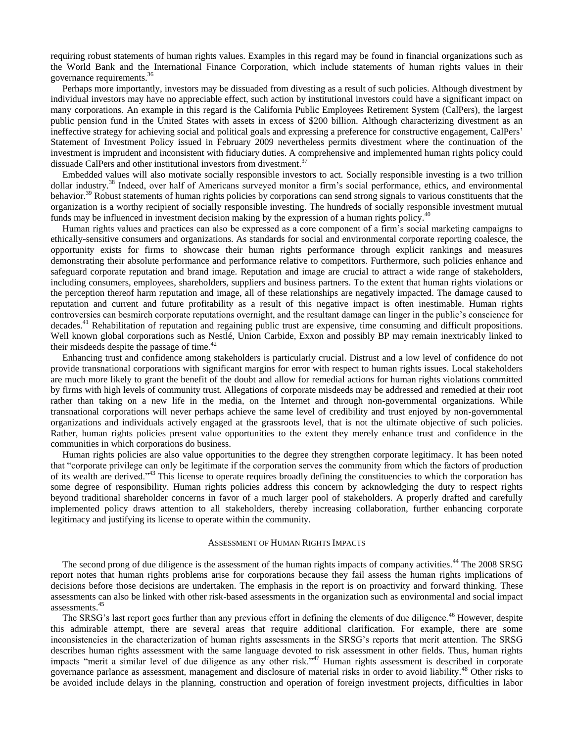requiring robust statements of human rights values. Examples in this regard may be found in financial organizations such as the World Bank and the International Finance Corporation, which include statements of human rights values in their governance requirements.[36]

Perhaps more importantly, investors may be dissuaded from divesting as a result of such policies. Although divestment by individual investors may have no appreciable effect, such action by institutional investors could have a significant impact on many corporations. An example in this regard is the California Public Employees Retirement System (CalPers), the largest public pension fund in the United States with assets in excess of $200 billion. Although characterizing divestment as an ineffective strategy for achieving social and political goals and expressing a preference for constructive engagement, CalPers' Statement of Investment Policy issued in February 2009 nevertheless permits divestment where the continuation of the investment is imprudent and inconsistent with fiduciary duties. A comprehensive and implemented human rights policy could dissuade CalPers and other institutional investors from divestment.[37]

Embedded values will also motivate socially responsible investors to act. Socially responsible investing is a two trillion dollar industry.[38] Indeed, over half of Americans surveyed monitor a firm's social performance, ethics, and environmental behavior.[39] Robust statements of human rights policies by corporations can send strong signals to various constituents that the organization is a worthy recipient of socially responsible investing. The hundreds of socially responsible investment mutual funds may be influenced in investment decision making by the expression of a human rights policy.[40]

Human rights values and practices can also be expressed as a core component of a firm's social marketing campaigns to ethically-sensitive consumers and organizations. As standards for social and environmental corporate reporting coalesce, the opportunity exists for firms to showcase their human rights performance through explicit rankings and measures demonstrating their absolute performance and performance relative to competitors. Furthermore, such policies enhance and safeguard corporate reputation and brand image. Reputation and image are crucial to attract a wide range of stakeholders, including consumers, employees, shareholders, suppliers and business partners. To the extent that human rights violations or the perception thereof harm reputation and image, all of these relationships are negatively impacted. The damage caused to reputation and current and future profitability as a result of this negative impact is often inestimable. Human rights controversies can besmirch corporate reputations overnight, and the resultant damage can linger in the public's conscience for decades.[41] Rehabilitation of reputation and regaining public trust are expensive, time consuming and difficult propositions. Well known global corporations such as Nestlé, Union Carbide, Exxon and possibly BP may remain inextricably linked to their misdeeds despite the passage of time.[42]

Enhancing trust and confidence among stakeholders is particularly crucial. Distrust and a low level of confidence do not provide transnational corporations with significant margins for error with respect to human rights issues. Local stakeholders are much more likely to grant the benefit of the doubt and allow for remedial actions for human rights violations committed by firms with high levels of community trust. Allegations of corporate misdeeds may be addressed and remedied at their root rather than taking on a new life in the media, on the Internet and through non-governmental organizations. While transnational corporations will never perhaps achieve the same level of credibility and trust enjoyed by non-governmental organizations and individuals actively engaged at the grassroots level, that is not the ultimate objective of such policies. Rather, human rights policies present value opportunities to the extent they merely enhance trust and confidence in the communities in which corporations do business.

Human rights policies are also value opportunities to the degree they strengthen corporate legitimacy. It has been noted that "corporate privilege can only be legitimate if the corporation serves the community from which the factors of production of its wealth are derived."[43] This license to operate requires broadly defining the constituencies to which the corporation has some degree of responsibility. Human rights policies address this concern by acknowledging the duty to respect rights beyond traditional shareholder concerns in favor of a much larger pool of stakeholders. A properly drafted and carefully implemented policy draws attention to all stakeholders, thereby increasing collaboration, further enhancing corporate legitimacy and justifying its license to operate within the community.

## Assessment of Human Rights Impacts

The second prong of due diligence is the assessment of the human rights impacts of company activities.[44] The 2008 SRSG report notes that human rights problems arise for corporations because they fail assess the human rights implications of decisions before those decisions are undertaken. The emphasis in the report is on proactivity and forward thinking. These assessments can also be linked with other risk-based assessments in the organization such as environmental and social impact assessments.[45]

The SRSG's last report goes further than any previous effort in defining the elements of due diligence.[46] However, despite this admirable attempt, there are several areas that require additional clarification. For example, there are some inconsistencies in the characterization of human rights assessments in the SRSG's reports that merit attention. The SRSG describes human rights assessment with the same language devoted to risk assessment in other fields. Thus, human rights impacts "merit a similar level of due diligence as any other risk."[47] Human rights assessment is described in corporate governance parlance as assessment, management and disclosure of material risks in order to avoid liability.[48] Other risks to be avoided include delays in the planning, construction and operation of foreign investment projects, difficulties in labor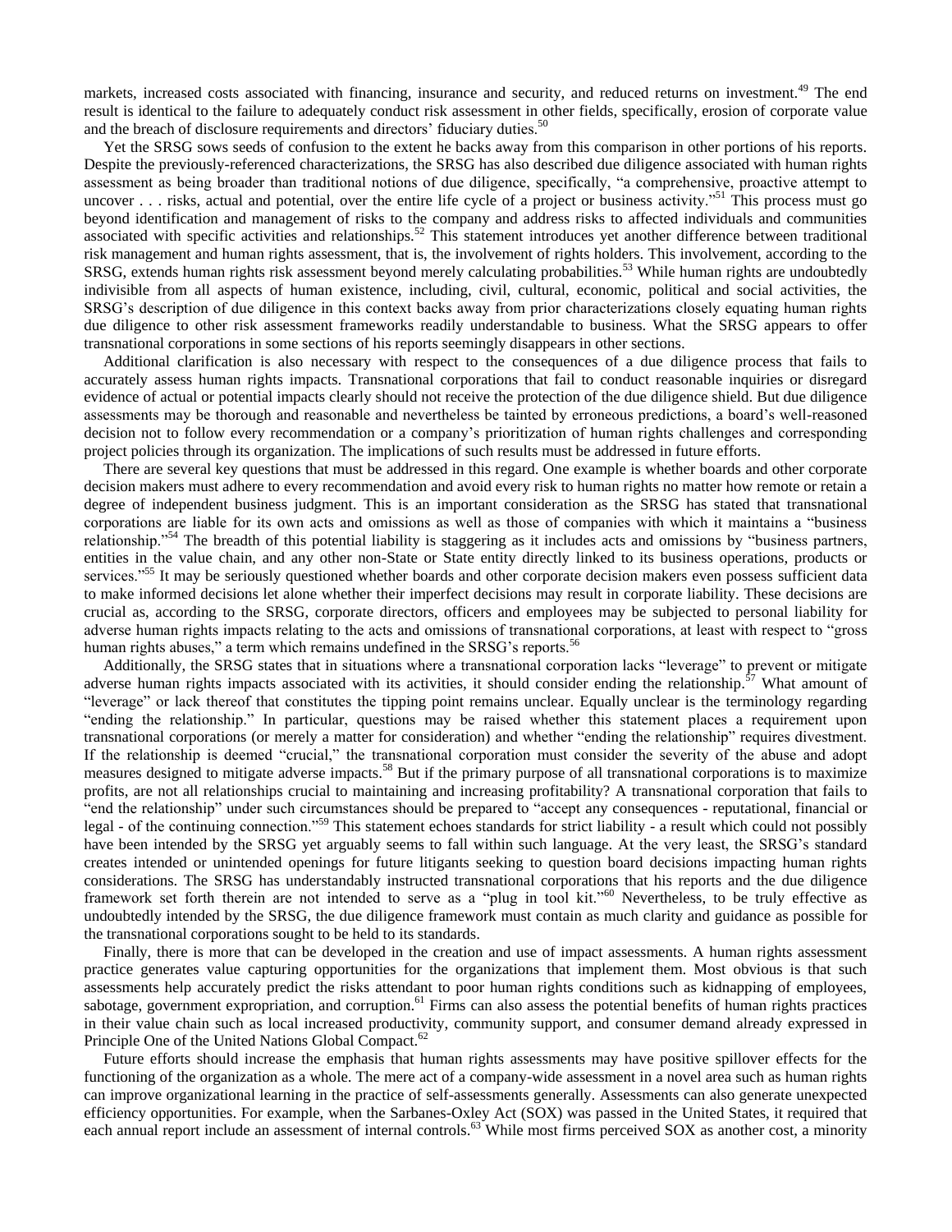markets, increased costs associated with financing, insurance and security, and reduced returns on investment.[49] The end result is identical to the failure to adequately conduct risk assessment in other fields, specifically, erosion of corporate value and the breach of disclosure requirements and directors' fiduciary duties.[50]

Yet the SRSG sows seeds of confusion to the extent he backs away from this comparison in other portions of his reports. Despite the previously-referenced characterizations, the SRSG has also described due diligence associated with human rights assessment as being broader than traditional notions of due diligence, specifically, "a comprehensive, proactive attempt to uncover . . . risks, actual and potential, over the entire life cycle of a project or business activity."[51] This process must go beyond identification and management of risks to the company and address risks to affected individuals and communities associated with specific activities and relationships.[52] This statement introduces yet another difference between traditional risk management and human rights assessment, that is, the involvement of rights holders. This involvement, according to the SRSG, extends human rights risk assessment beyond merely calculating probabilities.[53] While human rights are undoubtedly indivisible from all aspects of human existence, including, civil, cultural, economic, political and social activities, the SRSG's description of due diligence in this context backs away from prior characterizations closely equating human rights due diligence to other risk assessment frameworks readily understandable to business. What the SRSG appears to offer transnational corporations in some sections of his reports seemingly disappears in other sections.

Additional clarification is also necessary with respect to the consequences of a due diligence process that fails to accurately assess human rights impacts. Transnational corporations that fail to conduct reasonable inquiries or disregard evidence of actual or potential impacts clearly should not receive the protection of the due diligence shield. But due diligence assessments may be thorough and reasonable and nevertheless be tainted by erroneous predictions, a board's well-reasoned decision not to follow every recommendation or a company's prioritization of human rights challenges and corresponding project policies through its organization. The implications of such results must be addressed in future efforts.

There are several key questions that must be addressed in this regard. One example is whether boards and other corporate decision makers must adhere to every recommendation and avoid every risk to human rights no matter how remote or retain a degree of independent business judgment. This is an important consideration as the SRSG has stated that transnational corporations are liable for its own acts and omissions as well as those of companies with which it maintains a "business relationship."[54] The breadth of this potential liability is staggering as it includes acts and omissions by "business partners, entities in the value chain, and any other non-State or State entity directly linked to its business operations, products or services."[55] It may be seriously questioned whether boards and other corporate decision makers even possess sufficient data to make informed decisions let alone whether their imperfect decisions may result in corporate liability. These decisions are crucial as, according to the SRSG, corporate directors, officers and employees may be subjected to personal liability for adverse human rights impacts relating to the acts and omissions of transnational corporations, at least with respect to "gross human rights abuses," a term which remains undefined in the SRSG's reports.[56]

Additionally, the SRSG states that in situations where a transnational corporation lacks "leverage" to prevent or mitigate adverse human rights impacts associated with its activities, it should consider ending the relationship.[57] What amount of "leverage" or lack thereof that constitutes the tipping point remains unclear. Equally unclear is the terminology regarding "ending the relationship." In particular, questions may be raised whether this statement places a requirement upon transnational corporations (or merely a matter for consideration) and whether "ending the relationship" requires divestment. If the relationship is deemed "crucial," the transnational corporation must consider the severity of the abuse and adopt measures designed to mitigate adverse impacts.[58] But if the primary purpose of all transnational corporations is to maximize profits, are not all relationships crucial to maintaining and increasing profitability? A transnational corporation that fails to "end the relationship" under such circumstances should be prepared to "accept any consequences - reputational, financial or legal - of the continuing connection."[59] This statement echoes standards for strict liability - a result which could not possibly have been intended by the SRSG yet arguably seems to fall within such language. At the very least, the SRSG's standard creates intended or unintended openings for future litigants seeking to question board decisions impacting human rights considerations. The SRSG has understandably instructed transnational corporations that his reports and the due diligence framework set forth therein are not intended to serve as a "plug in tool kit."[60] Nevertheless, to be truly effective as undoubtedly intended by the SRSG, the due diligence framework must contain as much clarity and guidance as possible for the transnational corporations sought to be held to its standards.

Finally, there is more that can be developed in the creation and use of impact assessments. A human rights assessment practice generates value capturing opportunities for the organizations that implement them. Most obvious is that such assessments help accurately predict the risks attendant to poor human rights conditions such as kidnapping of employees, sabotage, government expropriation, and corruption.[61] Firms can also assess the potential benefits of human rights practices in their value chain such as local increased productivity, community support, and consumer demand already expressed in Principle One of the United Nations Global Compact.[62]

Future efforts should increase the emphasis that human rights assessments may have positive spillover effects for the functioning of the organization as a whole. The mere act of a company-wide assessment in a novel area such as human rights can improve organizational learning in the practice of self-assessments generally. Assessments can also generate unexpected efficiency opportunities. For example, when the Sarbanes-Oxley Act (SOX) was passed in the United States, it required that each annual report include an assessment of internal controls.[63] While most firms perceived SOX as another cost, a minority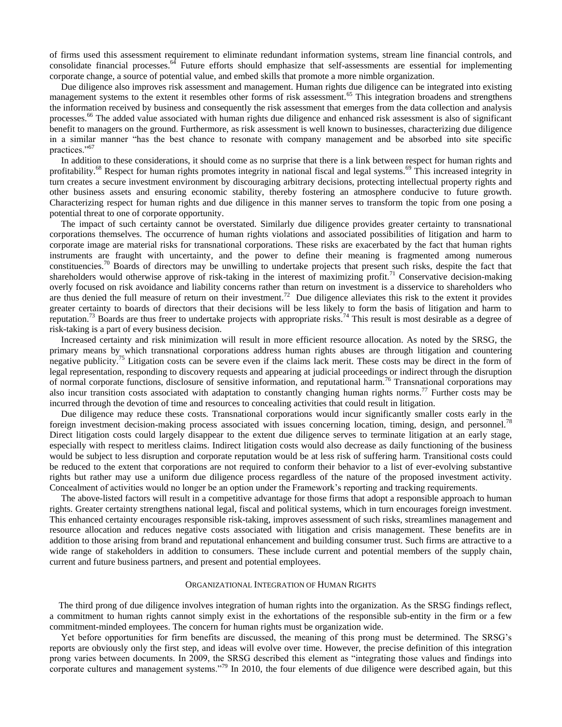of firms used this assessment requirement to eliminate redundant information systems, stream line financial controls, and consolidate financial processes.[64] Future efforts should emphasize that self-assessments are essential for implementing corporate change, a source of potential value, and embed skills that promote a more nimble organization.

Due diligence also improves risk assessment and management. Human rights due diligence can be integrated into existing management systems to the extent it resembles other forms of risk assessment.[65] This integration broadens and strengthens the information received by business and consequently the risk assessment that emerges from the data collection and analysis processes.[66] The added value associated with human rights due diligence and enhanced risk assessment is also of significant benefit to managers on the ground. Furthermore, as risk assessment is well known to businesses, characterizing due diligence in a similar manner "has the best chance to resonate with company management and be absorbed into site specific practices."[67]

In addition to these considerations, it should come as no surprise that there is a link between respect for human rights and profitability.[68] Respect for human rights promotes integrity in national fiscal and legal systems.[69] This increased integrity in turn creates a secure investment environment by discouraging arbitrary decisions, protecting intellectual property rights and other business assets and ensuring economic stability, thereby fostering an atmosphere conducive to future growth. Characterizing respect for human rights and due diligence in this manner serves to transform the topic from one posing a potential threat to one of corporate opportunity.

The impact of such certainty cannot be overstated. Similarly due diligence provides greater certainty to transnational corporations themselves. The occurrence of human rights violations and associated possibilities of litigation and harm to corporate image are material risks for transnational corporations. These risks are exacerbated by the fact that human rights instruments are fraught with uncertainty, and the power to define their meaning is fragmented among numerous constituencies.[70] Boards of directors may be unwilling to undertake projects that present such risks, despite the fact that shareholders would otherwise approve of risk-taking in the interest of maximizing profit.[71] Conservative decision-making overly focused on risk avoidance and liability concerns rather than return on investment is a disservice to shareholders who are thus denied the full measure of return on their investment.[72] Due diligence alleviates this risk to the extent it provides greater certainty to boards of directors that their decisions will be less likely to form the basis of litigation and harm to reputation.[73] Boards are thus freer to undertake projects with appropriate risks.[74] This result is most desirable as a degree of risk-taking is a part of every business decision.

Increased certainty and risk minimization will result in more efficient resource allocation. As noted by the SRSG, the primary means by which transnational corporations address human rights abuses are through litigation and countering negative publicity.[75] Litigation costs can be severe even if the claims lack merit. These costs may be direct in the form of legal representation, responding to discovery requests and appearing at judicial proceedings or indirect through the disruption of normal corporate functions, disclosure of sensitive information, and reputational harm.[76] Transnational corporations may also incur transition costs associated with adaptation to constantly changing human rights norms.[77] Further costs may be incurred through the devotion of time and resources to concealing activities that could result in litigation.

Due diligence may reduce these costs. Transnational corporations would incur significantly smaller costs early in the foreign investment decision-making process associated with issues concerning location, timing, design, and personnel.[78] Direct litigation costs could largely disappear to the extent due diligence serves to terminate litigation at an early stage, especially with respect to meritless claims. Indirect litigation costs would also decrease as daily functioning of the business would be subject to less disruption and corporate reputation would be at less risk of suffering harm. Transitional costs could be reduced to the extent that corporations are not required to conform their behavior to a list of ever-evolving substantive rights but rather may use a uniform due diligence process regardless of the nature of the proposed investment activity. Concealment of activities would no longer be an option under the Framework's reporting and tracking requirements.

The above-listed factors will result in a competitive advantage for those firms that adopt a responsible approach to human rights. Greater certainty strengthens national legal, fiscal and political systems, which in turn encourages foreign investment. This enhanced certainty encourages responsible risk-taking, improves assessment of such risks, streamlines management and resource allocation and reduces negative costs associated with litigation and crisis management. These benefits are in addition to those arising from brand and reputational enhancement and building consumer trust. Such firms are attractive to a wide range of stakeholders in addition to consumers. These include current and potential members of the supply chain, current and future business partners, and present and potential employees.

## Organizational Integration of Human Rights

The third prong of due diligence involves integration of human rights into the organization. As the SRSG findings reflect, a commitment to human rights cannot simply exist in the exhortations of the responsible sub-entity in the firm or a few commitment-minded employees. The concern for human rights must be organization wide.

Yet before opportunities for firm benefits are discussed, the meaning of this prong must be determined. The SRSG's reports are obviously only the first step, and ideas will evolve over time. However, the precise definition of this integration prong varies between documents. In 2009, the SRSG described this element as "integrating those values and findings into corporate cultures and management systems."[79] In 2010, the four elements of due diligence were described again, but this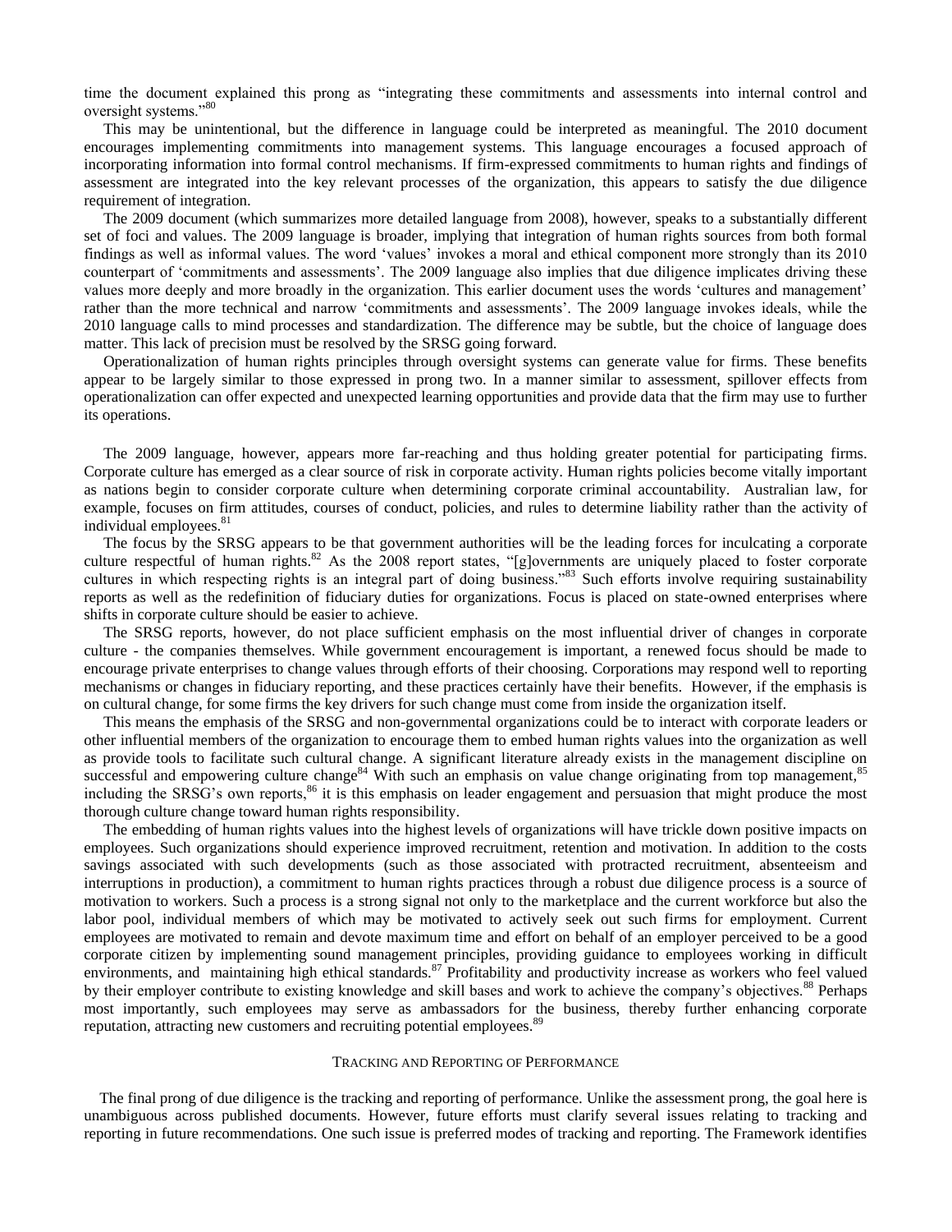time the document explained this prong as "integrating these commitments and assessments into internal control and oversight systems."[80]

This may be unintentional, but the difference in language could be interpreted as meaningful. The 2010 document encourages implementing commitments into management systems. This language encourages a focused approach of incorporating information into formal control mechanisms. If firm-expressed commitments to human rights and findings of assessment are integrated into the key relevant processes of the organization, this appears to satisfy the due diligence requirement of integration.

The 2009 document (which summarizes more detailed language from 2008), however, speaks to a substantially different set of foci and values. The 2009 language is broader, implying that integration of human rights sources from both formal findings as well as informal values. The word 'values' invokes a moral and ethical component more strongly than its 2010 counterpart of 'commitments and assessments'. The 2009 language also implies that due diligence implicates driving these values more deeply and more broadly in the organization. This earlier document uses the words 'cultures and management' rather than the more technical and narrow 'commitments and assessments'. The 2009 language invokes ideals, while the 2010 language calls to mind processes and standardization. The difference may be subtle, but the choice of language does matter. This lack of precision must be resolved by the SRSG going forward.

Operationalization of human rights principles through oversight systems can generate value for firms. These benefits appear to be largely similar to those expressed in prong two. In a manner similar to assessment, spillover effects from operationalization can offer expected and unexpected learning opportunities and provide data that the firm may use to further its operations.

The 2009 language, however, appears more far-reaching and thus holding greater potential for participating firms. Corporate culture has emerged as a clear source of risk in corporate activity. Human rights policies become vitally important as nations begin to consider corporate culture when determining corporate criminal accountability. Australian law, for example, focuses on firm attitudes, courses of conduct, policies, and rules to determine liability rather than the activity of individual employees.[81]

The focus by the SRSG appears to be that government authorities will be the leading forces for inculcating a corporate culture respectful of human rights.[82] As the 2008 report states, "[g]overnments are uniquely placed to foster corporate cultures in which respecting rights is an integral part of doing business."[83] Such efforts involve requiring sustainability reports as well as the redefinition of fiduciary duties for organizations. Focus is placed on state-owned enterprises where shifts in corporate culture should be easier to achieve.

The SRSG reports, however, do not place sufficient emphasis on the most influential driver of changes in corporate culture - the companies themselves. While government encouragement is important, a renewed focus should be made to encourage private enterprises to change values through efforts of their choosing. Corporations may respond well to reporting mechanisms or changes in fiduciary reporting, and these practices certainly have their benefits. However, if the emphasis is on cultural change, for some firms the key drivers for such change must come from inside the organization itself.

This means the emphasis of the SRSG and non-governmental organizations could be to interact with corporate leaders or other influential members of the organization to encourage them to embed human rights values into the organization as well as provide tools to facilitate such cultural change. A significant literature already exists in the management discipline on successful and empowering culture change[84] With such an emphasis on value change originating from top management,[85] including the SRSG's own reports,[86] it is this emphasis on leader engagement and persuasion that might produce the most thorough culture change toward human rights responsibility.

The embedding of human rights values into the highest levels of organizations will have trickle down positive impacts on employees. Such organizations should experience improved recruitment, retention and motivation. In addition to the costs savings associated with such developments (such as those associated with protracted recruitment, absenteeism and interruptions in production), a commitment to human rights practices through a robust due diligence process is a source of motivation to workers. Such a process is a strong signal not only to the marketplace and the current workforce but also the labor pool, individual members of which may be motivated to actively seek out such firms for employment. Current employees are motivated to remain and devote maximum time and effort on behalf of an employer perceived to be a good corporate citizen by implementing sound management principles, providing guidance to employees working in difficult environments, and maintaining high ethical standards.[87] Profitability and productivity increase as workers who feel valued by their employer contribute to existing knowledge and skill bases and work to achieve the company's objectives.[88] Perhaps most importantly, such employees may serve as ambassadors for the business, thereby further enhancing corporate reputation, attracting new customers and recruiting potential employees.[89]

## Tracking and Reporting of Performance

The final prong of due diligence is the tracking and reporting of performance. Unlike the assessment prong, the goal here is unambiguous across published documents. However, future efforts must clarify several issues relating to tracking and reporting in future recommendations. One such issue is preferred modes of tracking and reporting. The Framework identifies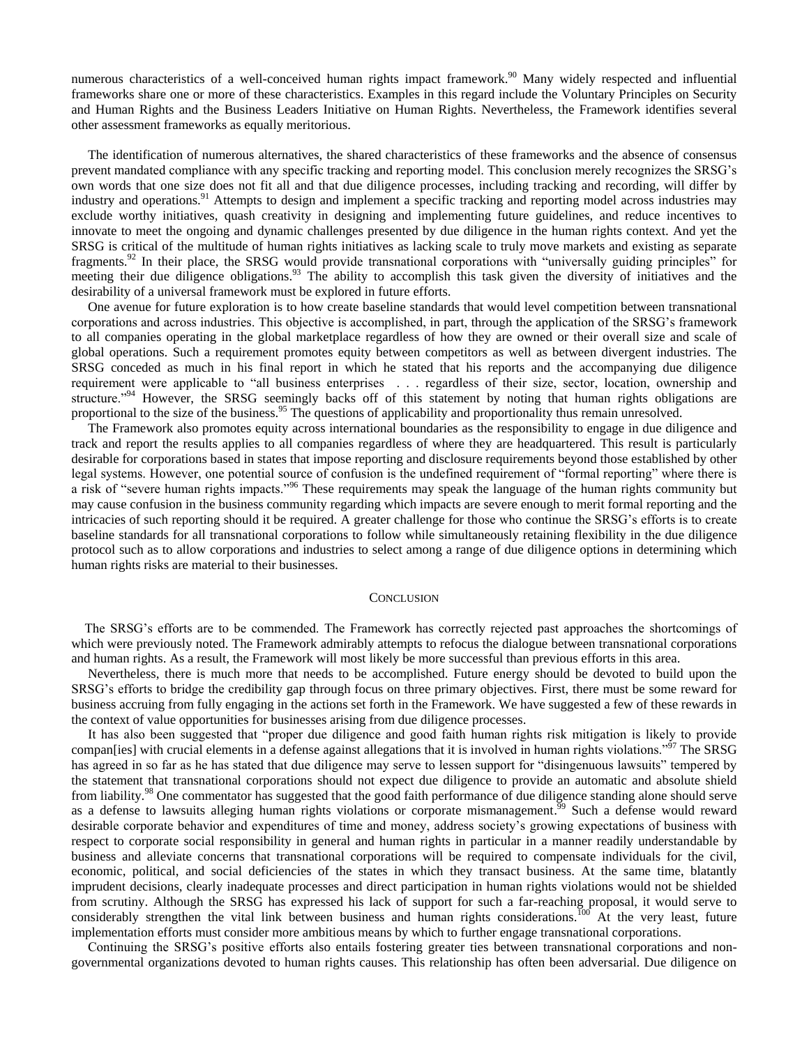numerous characteristics of a well-conceived human rights impact framework.[90] Many widely respected and influential frameworks share one or more of these characteristics. Examples in this regard include the Voluntary Principles on Security and Human Rights and the Business Leaders Initiative on Human Rights. Nevertheless, the Framework identifies several other assessment frameworks as equally meritorious.

The identification of numerous alternatives, the shared characteristics of these frameworks and the absence of consensus prevent mandated compliance with any specific tracking and reporting model. This conclusion merely recognizes the SRSG's own words that one size does not fit all and that due diligence processes, including tracking and recording, will differ by industry and operations.[91] Attempts to design and implement a specific tracking and reporting model across industries may exclude worthy initiatives, quash creativity in designing and implementing future guidelines, and reduce incentives to innovate to meet the ongoing and dynamic challenges presented by due diligence in the human rights context. And yet the SRSG is critical of the multitude of human rights initiatives as lacking scale to truly move markets and existing as separate fragments.[92] In their place, the SRSG would provide transnational corporations with "universally guiding principles" for meeting their due diligence obligations.[93] The ability to accomplish this task given the diversity of initiatives and the desirability of a universal framework must be explored in future efforts.

One avenue for future exploration is to how create baseline standards that would level competition between transnational corporations and across industries. This objective is accomplished, in part, through the application of the SRSG's framework to all companies operating in the global marketplace regardless of how they are owned or their overall size and scale of global operations. Such a requirement promotes equity between competitors as well as between divergent industries. The SRSG conceded as much in his final report in which he stated that his reports and the accompanying due diligence requirement were applicable to "all business enterprises . . . regardless of their size, sector, location, ownership and structure."[94] However, the SRSG seemingly backs off of this statement by noting that human rights obligations are proportional to the size of the business.[95] The questions of applicability and proportionality thus remain unresolved.

The Framework also promotes equity across international boundaries as the responsibility to engage in due diligence and track and report the results applies to all companies regardless of where they are headquartered. This result is particularly desirable for corporations based in states that impose reporting and disclosure requirements beyond those established by other legal systems. However, one potential source of confusion is the undefined requirement of "formal reporting" where there is a risk of "severe human rights impacts."[96] These requirements may speak the language of the human rights community but may cause confusion in the business community regarding which impacts are severe enough to merit formal reporting and the intricacies of such reporting should it be required. A greater challenge for those who continue the SRSG's efforts is to create baseline standards for all transnational corporations to follow while simultaneously retaining flexibility in the due diligence protocol such as to allow corporations and industries to select among a range of due diligence options in determining which human rights risks are material to their businesses.

## CONCLUSION

The SRSG's efforts are to be commended. The Framework has correctly rejected past approaches the shortcomings of which were previously noted. The Framework admirably attempts to refocus the dialogue between transnational corporations and human rights. As a result, the Framework will most likely be more successful than previous efforts in this area.

Nevertheless, there is much more that needs to be accomplished. Future energy should be devoted to build upon the SRSG's efforts to bridge the credibility gap through focus on three primary objectives. First, there must be some reward for business accruing from fully engaging in the actions set forth in the Framework. We have suggested a few of these rewards in the context of value opportunities for businesses arising from due diligence processes.

It has also been suggested that "proper due diligence and good faith human rights risk mitigation is likely to provide compan[ies] with crucial elements in a defense against allegations that it is involved in human rights violations."[97] The SRSG has agreed in so far as he has stated that due diligence may serve to lessen support for "disingenuous lawsuits" tempered by the statement that transnational corporations should not expect due diligence to provide an automatic and absolute shield from liability.[98] One commentator has suggested that the good faith performance of due diligence standing alone should serve as a defense to lawsuits alleging human rights violations or corporate mismanagement.[99] Such a defense would reward desirable corporate behavior and expenditures of time and money, address society's growing expectations of business with respect to corporate social responsibility in general and human rights in particular in a manner readily understandable by business and alleviate concerns that transnational corporations will be required to compensate individuals for the civil, economic, political, and social deficiencies of the states in which they transact business. At the same time, blatantly imprudent decisions, clearly inadequate processes and direct participation in human rights violations would not be shielded from scrutiny. Although the SRSG has expressed his lack of support for such a far-reaching proposal, it would serve to considerably strengthen the vital link between business and human rights considerations.[100] At the very least, future implementation efforts must consider more ambitious means by which to further engage transnational corporations.

Continuing the SRSG's positive efforts also entails fostering greater ties between transnational corporations and non-governmental organizations devoted to human rights causes. This relationship has often been adversarial. Due diligence on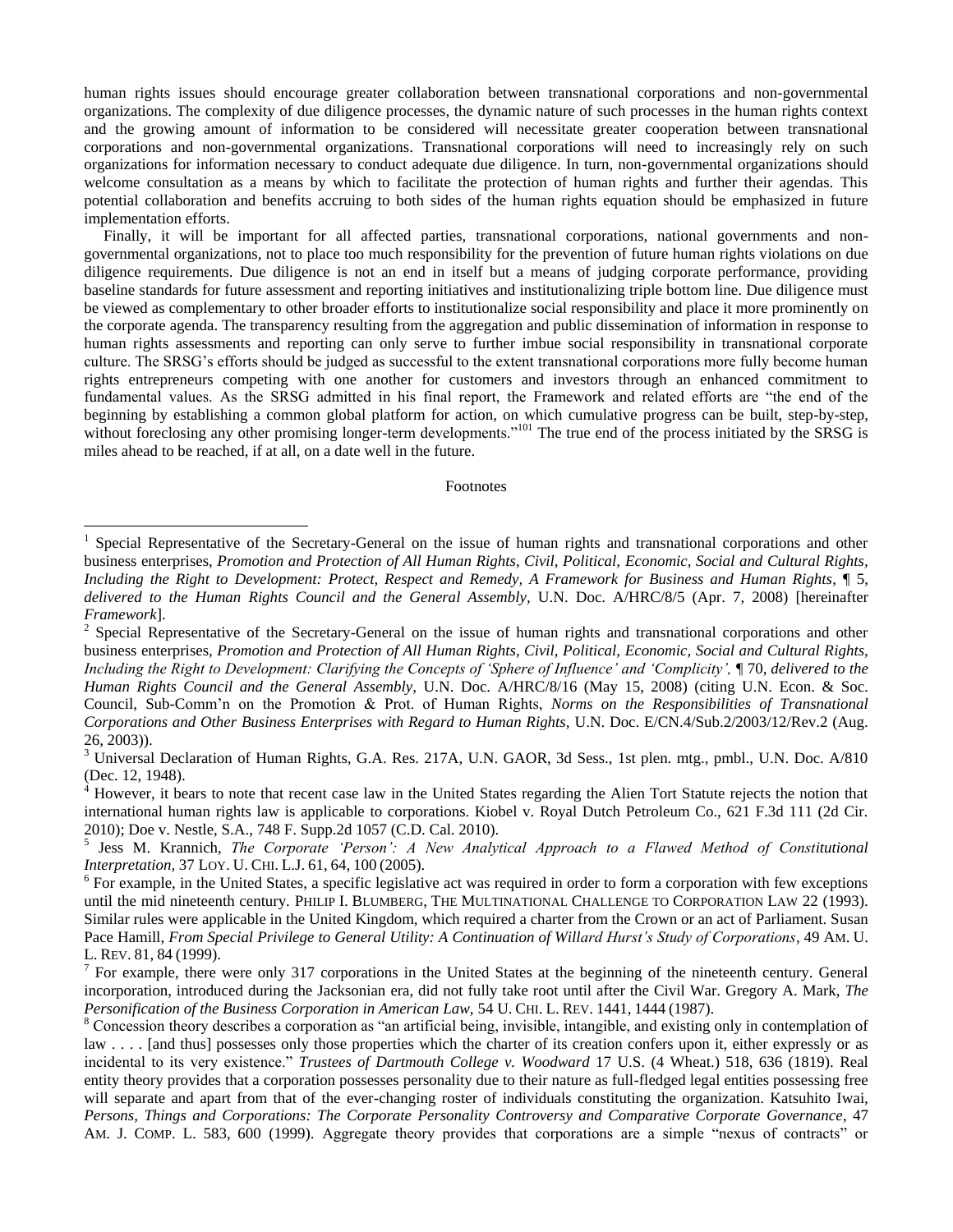human rights issues should encourage greater collaboration between transnational corporations and non-governmental organizations. The complexity of due diligence processes, the dynamic nature of such processes in the human rights context and the growing amount of information to be considered will necessitate greater cooperation between transnational corporations and non-governmental organizations. Transnational corporations will need to increasingly rely on such organizations for information necessary to conduct adequate due diligence. In turn, non-governmental organizations should welcome consultation as a means by which to facilitate the protection of human rights and further their agendas. This potential collaboration and benefits accruing to both sides of the human rights equation should be emphasized in future implementation efforts.

Finally, it will be important for all affected parties, transnational corporations, national governments and non-governmental organizations, not to place too much responsibility for the prevention of future human rights violations on due diligence requirements. Due diligence is not an end in itself but a means of judging corporate performance, providing baseline standards for future assessment and reporting initiatives and institutionalizing triple bottom line. Due diligence must be viewed as complementary to other broader efforts to institutionalize social responsibility and place it more prominently on the corporate agenda. The transparency resulting from the aggregation and public dissemination of information in response to human rights assessments and reporting can only serve to further imbue social responsibility in transnational corporate culture. The SRSG's efforts should be judged as successful to the extent transnational corporations more fully become human rights entrepreneurs competing with one another for customers and investors through an enhanced commitment to fundamental values. As the SRSG admitted in his final report, the Framework and related efforts are "the end of the beginning by establishing a common global platform for action, on which cumulative progress can be built, step-by-step, without foreclosing any other promising longer-term developments."[101] The true end of the process initiated by the SRSG is miles ahead to be reached, if at all, on a date well in the future.

Footnotes

[1] Special Representative of the Secretary-General on the issue of human rights and transnational corporations and other business enterprises, *Promotion and Protection of All Human Rights, Civil, Political, Economic, Social and Cultural Rights, Including the Right to Development: Protect, Respect and Remedy, A Framework for Business and Human Rights*, ¶ 5, *delivered to the Human Rights Council and the General Assembly,* U.N. Doc. A/HRC/8/5 (Apr. 7, 2008) [hereinafter *Framework*].

[2] Special Representative of the Secretary-General on the issue of human rights and transnational corporations and other business enterprises, *Promotion and Protection of All Human Rights, Civil, Political, Economic, Social and Cultural Rights, Including the Right to Development: Clarifying the Concepts of 'Sphere of Influence' and 'Complicity',* ¶ 70, *delivered to the Human Rights Council and the General Assembly,* U.N. Doc. A/HRC/8/16 (May 15, 2008) (citing U.N. Econ. & Soc. Council, Sub-Comm'n on the Promotion & Prot. of Human Rights, *Norms on the Responsibilities of Transnational Corporations and Other Business Enterprises with Regard to Human Rights,* U.N. Doc. E/CN.4/Sub.2/2003/12/Rev.2 (Aug. 26, 2003)).

[3] Universal Declaration of Human Rights, G.A. Res. 217A, U.N. GAOR, 3d Sess., 1st plen. mtg., pmbl., U.N. Doc. A/810 (Dec. 12, 1948).

[4] However, it bears to note that recent case law in the United States regarding the Alien Tort Statute rejects the notion that international human rights law is applicable to corporations. Kiobel v. Royal Dutch Petroleum Co., 621 F.3d 111 (2d Cir. 2010); Doe v. Nestle, S.A., 748 F. Supp.2d 1057 (C.D. Cal. 2010).

[5] Jess M. Krannich, *The Corporate 'Person': A New Analytical Approach to a Flawed Method of Constitutional Interpretation,* 37 LOY. U. CHI. L.J. 61, 64, 100 (2005).

[6] For example, in the United States, a specific legislative act was required in order to form a corporation with few exceptions until the mid nineteenth century. PHILIP I. BLUMBERG, THE MULTINATIONAL CHALLENGE TO CORPORATION LAW 22 (1993). Similar rules were applicable in the United Kingdom, which required a charter from the Crown or an act of Parliament. Susan Pace Hamill, *From Special Privilege to General Utility: A Continuation of Willard Hurst's Study of Corporations*, 49 AM. U. L. REV. 81, 84 (1999).

[7] For example, there were only 317 corporations in the United States at the beginning of the nineteenth century. General incorporation, introduced during the Jacksonian era, did not fully take root until after the Civil War. Gregory A. Mark, *The Personification of the Business Corporation in American Law*, 54 U. CHI. L. REV. 1441, 1444 (1987).

[8] Concession theory describes a corporation as "an artificial being, invisible, intangible, and existing only in contemplation of law . . . . [and thus] possesses only those properties which the charter of its creation confers upon it, either expressly or as incidental to its very existence." *Trustees of Dartmouth College v. Woodward* 17 U.S. (4 Wheat.) 518, 636 (1819). Real entity theory provides that a corporation possesses personality due to their nature as full-fledged legal entities possessing free will separate and apart from that of the ever-changing roster of individuals constituting the organization. Katsuhito Iwai, *Persons, Things and Corporations: The Corporate Personality Controversy and Comparative Corporate Governance*, 47 AM. J. COMP. L. 583, 600 (1999). Aggregate theory provides that corporations are a simple "nexus of contracts" or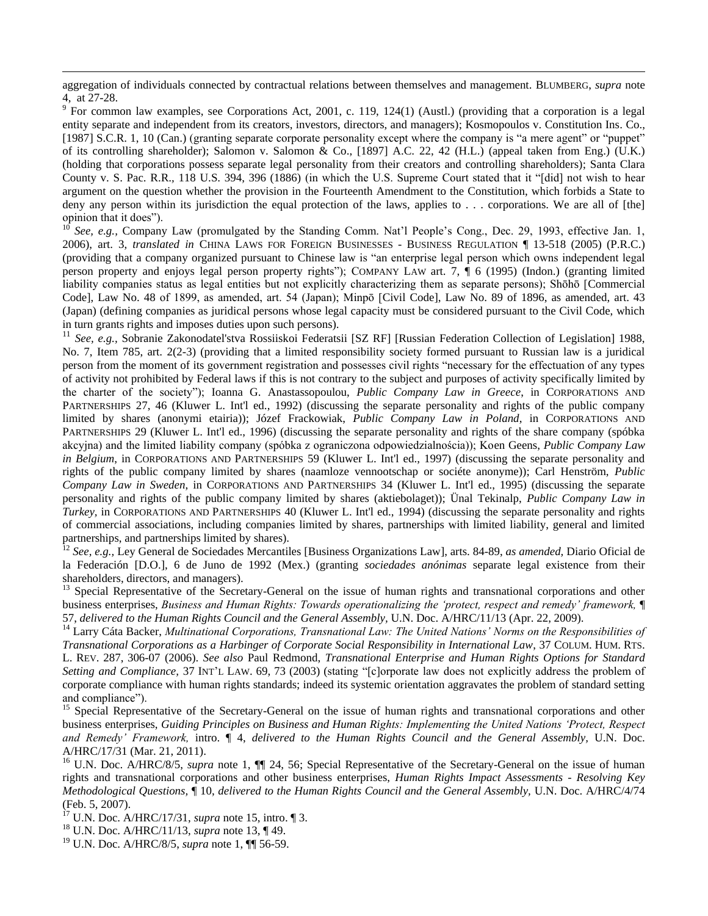aggregation of individuals connected by contractual relations between themselves and management. BLUMBERG, *supra* note 4, at 27-28.

[9] For common law examples, see Corporations Act, 2001, c. 119, 124(1) (Austl.) (providing that a corporation is a legal entity separate and independent from its creators, investors, directors, and managers); Kosmopoulos v. Constitution Ins. Co., [1987] S.C.R. 1, 10 (Can.) (granting separate corporate personality except where the company is "a mere agent" or "puppet" of its controlling shareholder); Salomon v. Salomon & Co., [1897] A.C. 22, 42 (H.L.) (appeal taken from Eng.) (U.K.) (holding that corporations possess separate legal personality from their creators and controlling shareholders); Santa Clara County v. S. Pac. R.R., 118 U.S. 394, 396 (1886) (in which the U.S. Supreme Court stated that it "[did] not wish to hear argument on the question whether the provision in the Fourteenth Amendment to the Constitution, which forbids a State to deny any person within its jurisdiction the equal protection of the laws, applies to . . . corporations. We are all of [the] opinion that it does").

[10] *See, e.g.,* Company Law (promulgated by the Standing Comm. Nat'l People's Cong., Dec. 29, 1993, effective Jan. 1, 2006), art. 3, *translated in* CHINA LAWS FOR FOREIGN BUSINESSES - BUSINESS REGULATION ¶ 13-518 (2005) (P.R.C.) (providing that a company organized pursuant to Chinese law is "an enterprise legal person which owns independent legal person property and enjoys legal person property rights"); COMPANY LAW art. 7, ¶ 6 (1995) (Indon.) (granting limited liability companies status as legal entities but not explicitly characterizing them as separate persons); Shōhō [Commercial Code], Law No. 48 of 1899, as amended, art. 54 (Japan); Minpō [Civil Code], Law No. 89 of 1896, as amended, art. 43 (Japan) (defining companies as juridical persons whose legal capacity must be considered pursuant to the Civil Code, which in turn grants rights and imposes duties upon such persons).

[11] *See, e.g.,* Sobranie Zakonodatel'stva Rossiiskoi Federatsii [SZ RF] [Russian Federation Collection of Legislation] 1988, No. 7, Item 785, art. 2(2-3) (providing that a limited responsibility society formed pursuant to Russian law is a juridical person from the moment of its government registration and possesses civil rights "necessary for the effectuation of any types of activity not prohibited by Federal laws if this is not contrary to the subject and purposes of activity specifically limited by the charter of the society"); Ioanna G. Anastassopoulou, *Public Company Law in Greece,* in CORPORATIONS AND PARTNERSHIPS 27, 46 (Kluwer L. Int'l ed., 1992) (discussing the separate personality and rights of the public company limited by shares (anonymi etairia)); Józef Frackowiak, *Public Company Law in Poland*, in CORPORATIONS AND PARTNERSHIPS 29 (Kluwer L. Int'l ed., 1996) (discussing the separate personality and rights of the share company (spóbka akcyjna) and the limited liability company (spóbka z ograniczona odpowiedzialnością)); Koen Geens, *Public Company Law in Belgium*, in CORPORATIONS AND PARTNERSHIPS 59 (Kluwer L. Int'l ed., 1997) (discussing the separate personality and rights of the public company limited by shares (naamloze vennootschap or sociéte anonyme)); Carl Henström, *Public Company Law in Sweden*, in CORPORATIONS AND PARTNERSHIPS 34 (Kluwer L. Int'l ed., 1995) (discussing the separate personality and rights of the public company limited by shares (aktiebolaget)); Ünal Tekinalp, *Public Company Law in Turkey*, in CORPORATIONS AND PARTNERSHIPS 40 (Kluwer L. Int'l ed., 1994) (discussing the separate personality and rights of commercial associations, including companies limited by shares, partnerships with limited liability, general and limited partnerships, and partnerships limited by shares).

[12] *See, e.g.,* Ley General de Sociedades Mercantiles [Business Organizations Law], arts. 84-89, *as amended,* Diario Oficial de la Federación [D.O.], 6 de Juno de 1992 (Mex.) (granting *sociedades anónimas* separate legal existence from their shareholders, directors, and managers).

[13] Special Representative of the Secretary-General on the issue of human rights and transnational corporations and other business enterprises, *Business and Human Rights: Towards operationalizing the 'protect, respect and remedy' framework,* ¶ 57, *delivered to the Human Rights Council and the General Assembly,* U.N. Doc. A/HRC/11/13 (Apr. 22, 2009).

[14] Larry Cáta Backer, *Multinational Corporations, Transnational Law: The United Nations' Norms on the Responsibilities of Transnational Corporations as a Harbinger of Corporate Social Responsibility in International Law*, 37 COLUM. HUM. RTS. L. REV. 287, 306-07 (2006). *See also* Paul Redmond, *Transnational Enterprise and Human Rights Options for Standard Setting and Compliance,* 37 INT'L LAW. 69, 73 (2003) (stating "[c]orporate law does not explicitly address the problem of corporate compliance with human rights standards; indeed its systemic orientation aggravates the problem of standard setting and compliance").

[15] Special Representative of the Secretary-General on the issue of human rights and transnational corporations and other business enterprises, *Guiding Principles on Business and Human Rights: Implementing the United Nations 'Protect, Respect and Remedy' Framework,* intro. ¶ 4, *delivered to the Human Rights Council and the General Assembly,* U.N. Doc. A/HRC/17/31 (Mar. 21, 2011).

[16] U.N. Doc. A/HRC/8/5, *supra* note 1, ¶¶ 24, 56; Special Representative of the Secretary-General on the issue of human rights and transnational corporations and other business enterprises, *Human Rights Impact Assessments - Resolving Key Methodological Questions*, ¶ 10, *delivered to the Human Rights Council and the General Assembly,* U.N. Doc. A/HRC/4/74 (Feb. 5, 2007).

[17] U.N. Doc. A/HRC/17/31, *supra* note 15, intro. ¶ 3.

[18] U.N. Doc. A/HRC/11/13, *supra* note 13, ¶ 49.

[19] U.N. Doc. A/HRC/8/5, *supra* note 1, ¶¶ 56-59.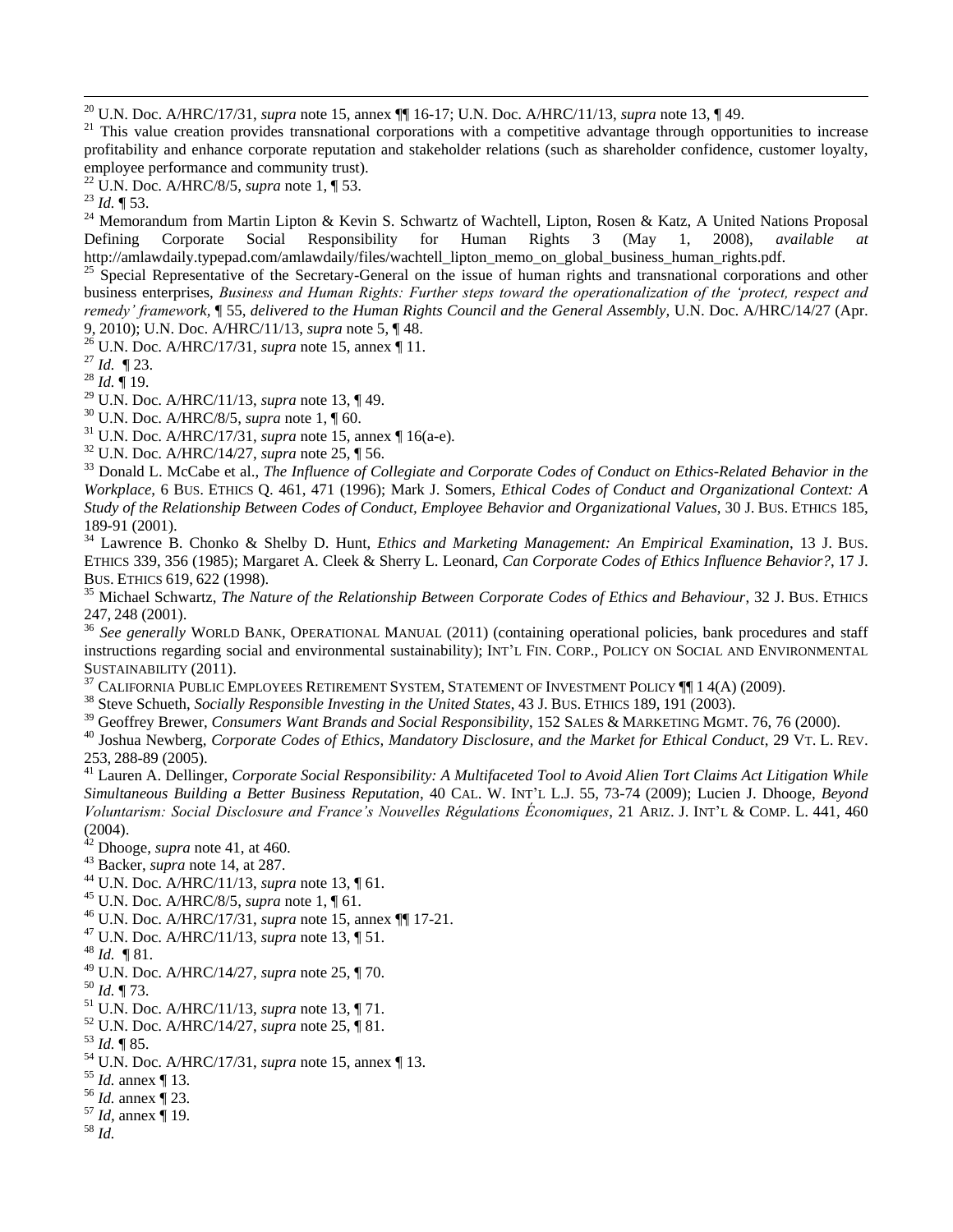[20] U.N. Doc. A/HRC/17/31, *supra* note 15, annex ¶¶ 16-17; U.N. Doc. A/HRC/11/13, *supra* note 13, ¶ 49.

[21] This value creation provides transnational corporations with a competitive advantage through opportunities to increase profitability and enhance corporate reputation and stakeholder relations (such as shareholder confidence, customer loyalty, employee performance and community trust).

[22] U.N. Doc. A/HRC/8/5, *supra* note 1, ¶ 53.

[23] *Id.* ¶ 53.

[24] Memorandum from Martin Lipton & Kevin S. Schwartz of Wachtell, Lipton, Rosen & Katz, A United Nations Proposal Defining Corporate Social Responsibility for Human Rights 3 (May 1, 2008), *available at* http://amlawdaily.typepad.com/amlawdaily/files/wachtell_lipton_memo_on_global_business_human_rights.pdf.

[25] Special Representative of the Secretary-General on the issue of human rights and transnational corporations and other business enterprises, *Business and Human Rights: Further steps toward the operationalization of the 'protect, respect and remedy' framework*, ¶ 55, *delivered to the Human Rights Council and the General Assembly*, U.N. Doc. A/HRC/14/27 (Apr. 9, 2010); U.N. Doc. A/HRC/11/13, *supra* note 5, ¶ 48.

[26] U.N. Doc. A/HRC/17/31, *supra* note 15, annex ¶ 11.

[27] *Id.* ¶ 23.

[28] *Id.* ¶ 19.

[29] U.N. Doc. A/HRC/11/13, *supra* note 13, ¶ 49.

[30] U.N. Doc. A/HRC/8/5, *supra* note 1, ¶ 60.

[31] U.N. Doc. A/HRC/17/31, *supra* note 15, annex ¶ 16(a-e).

[32] U.N. Doc. A/HRC/14/27, *supra* note 25, ¶ 56.

[33] Donald L. McCabe et al., *The Influence of Collegiate and Corporate Codes of Conduct on Ethics-Related Behavior in the Workplace*, 6 BUS. ETHICS Q. 461, 471 (1996); Mark J. Somers, *Ethical Codes of Conduct and Organizational Context: A Study of the Relationship Between Codes of Conduct, Employee Behavior and Organizational Values*, 30 J. BUS. ETHICS 185, 189-91 (2001).

[34] Lawrence B. Chonko & Shelby D. Hunt, *Ethics and Marketing Management: An Empirical Examination*, 13 J. BUS. ETHICS 339, 356 (1985); Margaret A. Cleek & Sherry L. Leonard, *Can Corporate Codes of Ethics Influence Behavior?*, 17 J. BUS. ETHICS 619, 622 (1998).

[35] Michael Schwartz, *The Nature of the Relationship Between Corporate Codes of Ethics and Behaviour*, 32 J. BUS. ETHICS 247, 248 (2001).

[36] *See generally* WORLD BANK, OPERATIONAL MANUAL (2011) (containing operational policies, bank procedures and staff instructions regarding social and environmental sustainability); INT'L FIN. CORP., POLICY ON SOCIAL AND ENVIRONMENTAL SUSTAINABILITY (2011).

[37] CALIFORNIA PUBLIC EMPLOYEES RETIREMENT SYSTEM, STATEMENT OF INVESTMENT POLICY ¶¶ 1 4(A) (2009).

[38] Steve Schueth, *Socially Responsible Investing in the United States*, 43 J. BUS. ETHICS 189, 191 (2003).

[39] Geoffrey Brewer, *Consumers Want Brands and Social Responsibility*, 152 SALES & MARKETING MGMT. 76, 76 (2000).

[40] Joshua Newberg, *Corporate Codes of Ethics, Mandatory Disclosure, and the Market for Ethical Conduct*, 29 VT. L. REV. 253, 288-89 (2005).

[41] Lauren A. Dellinger, *Corporate Social Responsibility: A Multifaceted Tool to Avoid Alien Tort Claims Act Litigation While Simultaneous Building a Better Business Reputation*, 40 CAL. W. INT'L L.J. 55, 73-74 (2009); Lucien J. Dhooge, *Beyond Voluntarism: Social Disclosure and France's Nouvelles Régulations Économiques*, 21 ARIZ. J. INT'L & COMP. L. 441, 460 (2004).

[42] Dhooge, *supra* note 41, at 460.

[43] Backer, *supra* note 14, at 287.

[44] U.N. Doc. A/HRC/11/13, *supra* note 13, ¶ 61.

[45] U.N. Doc. A/HRC/8/5, *supra* note 1, ¶ 61.

[46] U.N. Doc. A/HRC/17/31, *supra* note 15, annex ¶¶ 17-21.

[47] U.N. Doc. A/HRC/11/13, *supra* note 13, ¶ 51.

[48] *Id.* ¶ 81.

[49] U.N. Doc. A/HRC/14/27, *supra* note 25, ¶ 70.

[50] *Id.* ¶ 73.

[51] U.N. Doc. A/HRC/11/13, *supra* note 13, ¶ 71.

[52] U.N. Doc. A/HRC/14/27, *supra* note 25, ¶ 81.

[53] *Id.* ¶ 85.

[54] U.N. Doc. A/HRC/17/31, *supra* note 15, annex ¶ 13.

[55] *Id.* annex ¶ 13.

[56] *Id.* annex ¶ 23.

[57] *Id*, annex ¶ 19.

[58] *Id.*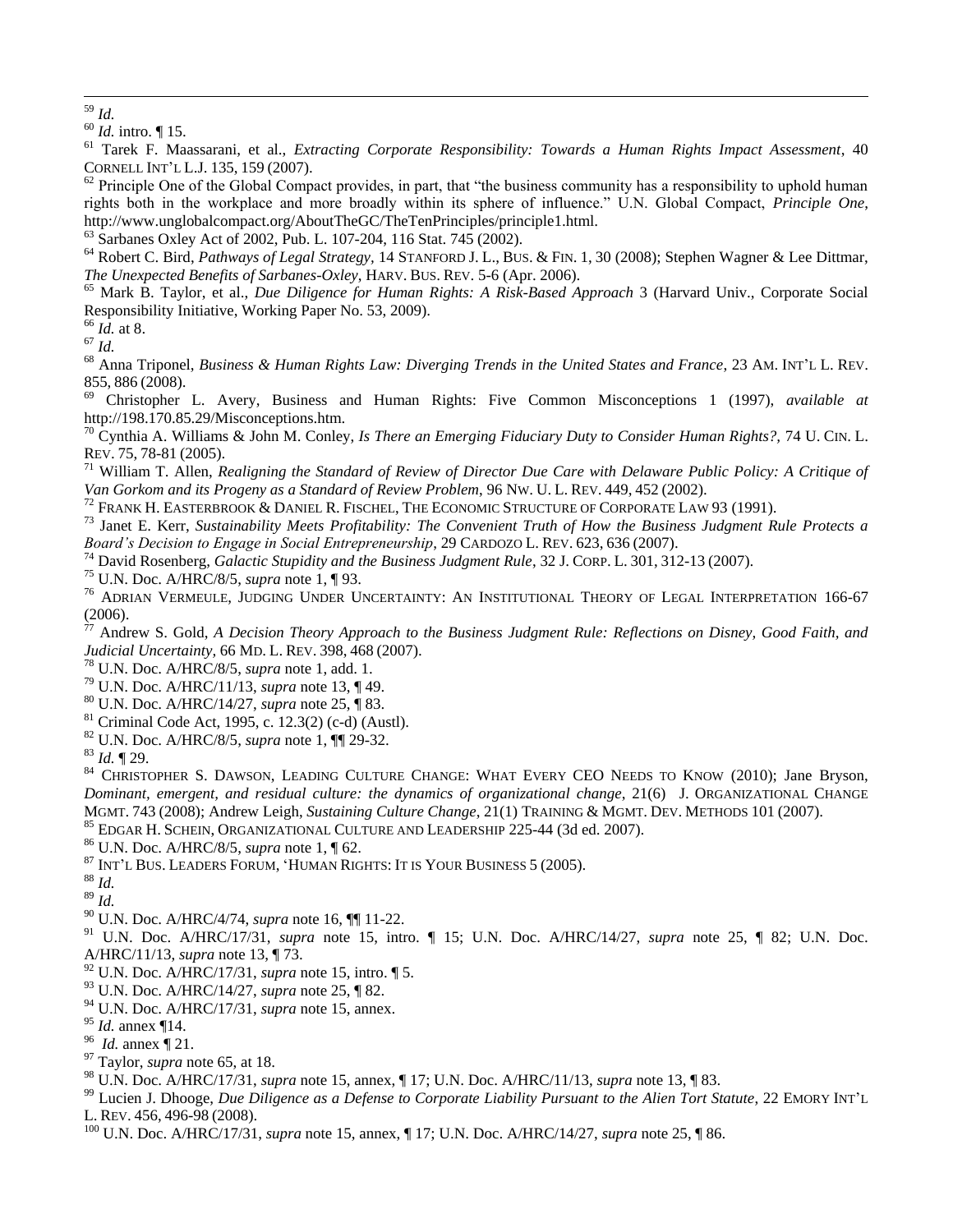[59] *Id.*

[60] *Id.* intro. ¶ 15.

[61] Tarek F. Maassarani, et al., *Extracting Corporate Responsibility: Towards a Human Rights Impact Assessment*, 40 CORNELL INT'L L.J. 135, 159 (2007).

[62] Principle One of the Global Compact provides, in part, that "the business community has a responsibility to uphold human rights both in the workplace and more broadly within its sphere of influence." U.N. Global Compact, *Principle One*, http://www.unglobalcompact.org/AboutTheGC/TheTenPrinciples/principle1.html.

[63] Sarbanes Oxley Act of 2002, Pub. L. 107-204, 116 Stat. 745 (2002).

[64] Robert C. Bird, *Pathways of Legal Strategy*, 14 STANFORD J. L., BUS. & FIN. 1, 30 (2008); Stephen Wagner & Lee Dittmar, *The Unexpected Benefits of Sarbanes-Oxley*, HARV. BUS. REV. 5-6 (Apr. 2006).

[65] Mark B. Taylor, et al., *Due Diligence for Human Rights: A Risk-Based Approach* 3 (Harvard Univ., Corporate Social Responsibility Initiative, Working Paper No. 53, 2009).

[66] *Id.* at 8.

[67] *Id.*

[68] Anna Triponel, *Business & Human Rights Law: Diverging Trends in the United States and France*, 23 AM. INT'L L. REV. 855, 886 (2008).

[69] Christopher L. Avery, Business and Human Rights: Five Common Misconceptions 1 (1997), *available at* http://198.170.85.29/Misconceptions.htm.

[70] Cynthia A. Williams & John M. Conley, *Is There an Emerging Fiduciary Duty to Consider Human Rights?*, 74 U. CIN. L. REV. 75, 78-81 (2005).

[71] William T. Allen, *Realigning the Standard of Review of Director Due Care with Delaware Public Policy: A Critique of Van Gorkom and its Progeny as a Standard of Review Problem*, 96 NW. U. L. REV. 449, 452 (2002).

[72] FRANK H. EASTERBROOK & DANIEL R. FISCHEL, THE ECONOMIC STRUCTURE OF CORPORATE LAW 93 (1991).

[73] Janet E. Kerr, *Sustainability Meets Profitability: The Convenient Truth of How the Business Judgment Rule Protects a Board's Decision to Engage in Social Entrepreneurship*, 29 CARDOZO L. REV. 623, 636 (2007).

[74] David Rosenberg, *Galactic Stupidity and the Business Judgment Rule*, 32 J. CORP. L. 301, 312-13 (2007).

[75] U.N. Doc. A/HRC/8/5, *supra* note 1, ¶ 93.

[76] ADRIAN VERMEULE, JUDGING UNDER UNCERTAINTY: AN INSTITUTIONAL THEORY OF LEGAL INTERPRETATION 166-67 (2006).

[77] Andrew S. Gold, *A Decision Theory Approach to the Business Judgment Rule: Reflections on Disney, Good Faith, and Judicial Uncertainty*, 66 MD. L. REV. 398, 468 (2007).

[78] U.N. Doc. A/HRC/8/5, *supra* note 1, add. 1.

[79] U.N. Doc. A/HRC/11/13, *supra* note 13, ¶ 49.

[80] U.N. Doc. A/HRC/14/27, *supra* note 25, ¶ 83.

[81] Criminal Code Act, 1995, c. 12.3(2) (c-d) (Austl).

[82] U.N. Doc. A/HRC/8/5, *supra* note 1, ¶¶ 29-32.

[83] *Id.* ¶ 29.

[84] CHRISTOPHER S. DAWSON, LEADING CULTURE CHANGE: WHAT EVERY CEO NEEDS TO KNOW (2010); Jane Bryson, *Dominant, emergent, and residual culture: the dynamics of organizational change*, 21(6) J. ORGANIZATIONAL CHANGE MGMT. 743 (2008); Andrew Leigh, *Sustaining Culture Change*, 21(1) TRAINING & MGMT. DEV. METHODS 101 (2007).

[85] EDGAR H. SCHEIN, ORGANIZATIONAL CULTURE AND LEADERSHIP 225-44 (3d ed. 2007).

[86] U.N. Doc. A/HRC/8/5, *supra* note 1, ¶ 62.

[87] INT'L BUS. LEADERS FORUM, 'HUMAN RIGHTS: IT IS YOUR BUSINESS 5 (2005).

[88] *Id.*

[89] *Id.*

[90] U.N. Doc. A/HRC/4/74, *supra* note 16, ¶¶ 11-22.

[91] U.N. Doc. A/HRC/17/31, *supra* note 15, intro. ¶ 15; U.N. Doc. A/HRC/14/27, *supra* note 25, ¶ 82; U.N. Doc. A/HRC/11/13, *supra* note 13, ¶ 73.

[92] U.N. Doc. A/HRC/17/31, *supra* note 15, intro. ¶ 5.

[93] U.N. Doc. A/HRC/14/27, *supra* note 25, ¶ 82.

[94] U.N. Doc. A/HRC/17/31, *supra* note 15, annex.

[95] *Id.* annex ¶14.

[96] *Id.* annex ¶ 21.

[97] Taylor, *supra* note 65, at 18.

[98] U.N. Doc. A/HRC/17/31, *supra* note 15, annex, ¶ 17; U.N. Doc. A/HRC/11/13, *supra* note 13, ¶ 83.

[99] Lucien J. Dhooge, *Due Diligence as a Defense to Corporate Liability Pursuant to the Alien Tort Statute*, 22 EMORY INT'L L. REV. 456, 496-98 (2008).

[100] U.N. Doc. A/HRC/17/31, *supra* note 15, annex, ¶ 17; U.N. Doc. A/HRC/14/27, *supra* note 25, ¶ 86.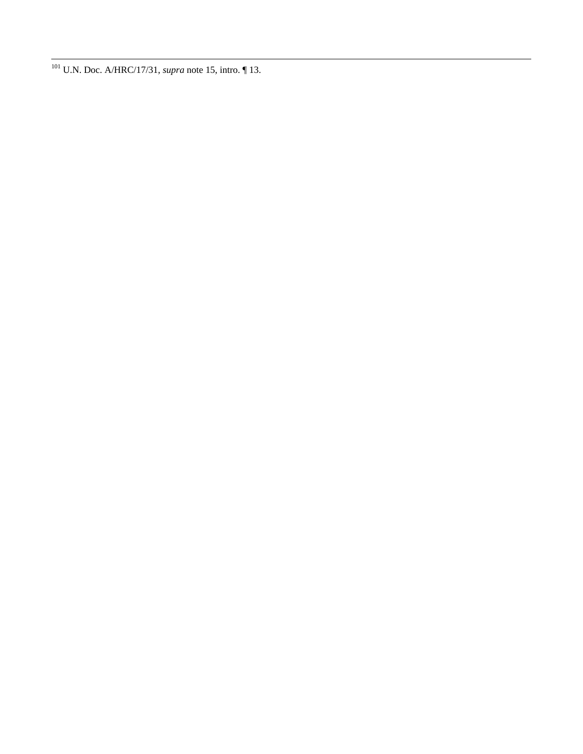[101] U.N. Doc. A/HRC/17/31, *supra* note 15, intro. ¶ 13.